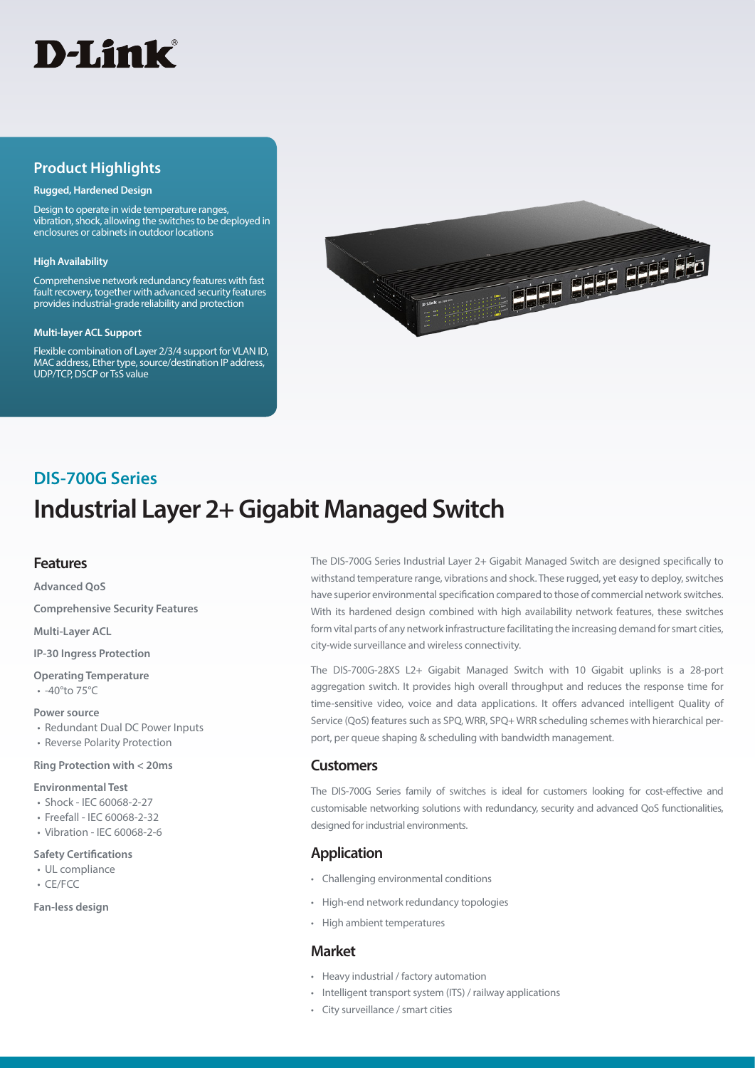D-Link

## Product Highlights

**Rugged, Hardened Design**

Design to operate in wide temperature ranges, vibration, shock, allowing the switches to be deployed in enclosures or cabinets in outdoor locations

**High Availability**

Comprehensive network redundancy features with fast fault recovery, together with advanced security features provides industrial-grade reliability and protection

**Multi-layer ACL Support**

Flexible combination of Layer 2/3/4 support for VLAN ID, MAC address, Ether type, source/destination IP address, UDP/TCP, DSCP or TsS value

## DIS-700G Series

# Industrial Layer 2+ Gigabit Managed Switch

## Features

**Advanced QoS**

**Comprehensive Security Features**

**Multi-Layer ACL**

**IP-30 Ingress Protection**

**Operating Temperature**

- -40°to 75°C

**Power source**

- Redundant Dual DC Power Inputs
- Reverse Polarity Protection

**Ring Protection with < 20ms**

**Environmental Test**

- Shock - IEC 60068-2-27
- Freefall - IEC 60068-2-32
- Vibration - IEC 60068-2-6

**Safety Certifications**

- UL compliance
- CE/FCC

**Fan-less design**

The DIS-700G Series Industrial Layer 2+ Gigabit Managed Switch are designed specifically to withstand temperature range, vibrations and shock. These rugged, yet easy to deploy, switches have superior environmental specification compared to those of commercial network switches. With its hardened design combined with high availability network features, these switches form vital parts of any network infrastructure facilitating the increasing demand for smart cities, city-wide surveillance and wireless connectivity.

The DIS-700G-28XS L2+ Gigabit Managed Switch with 10 Gigabit uplinks is a 28-port aggregation switch. It provides high overall throughput and reduces the response time for time-sensitive video, voice and data applications. It offers advanced intelligent Quality of Service (QoS) features such as SPQ, WRR, SPQ+ WRR scheduling schemes with hierarchical per-port, per queue shaping & scheduling with bandwidth management.

## Customers

The DIS-700G Series family of switches is ideal for customers looking for cost-effective and customisable networking solutions with redundancy, security and advanced QoS functionalities, designed for industrial environments.

## Application

- Challenging environmental conditions
- High-end network redundancy topologies
- High ambient temperatures

## Market

- Heavy industrial / factory automation
- Intelligent transport system (ITS) / railway applications
- City surveillance / smart cities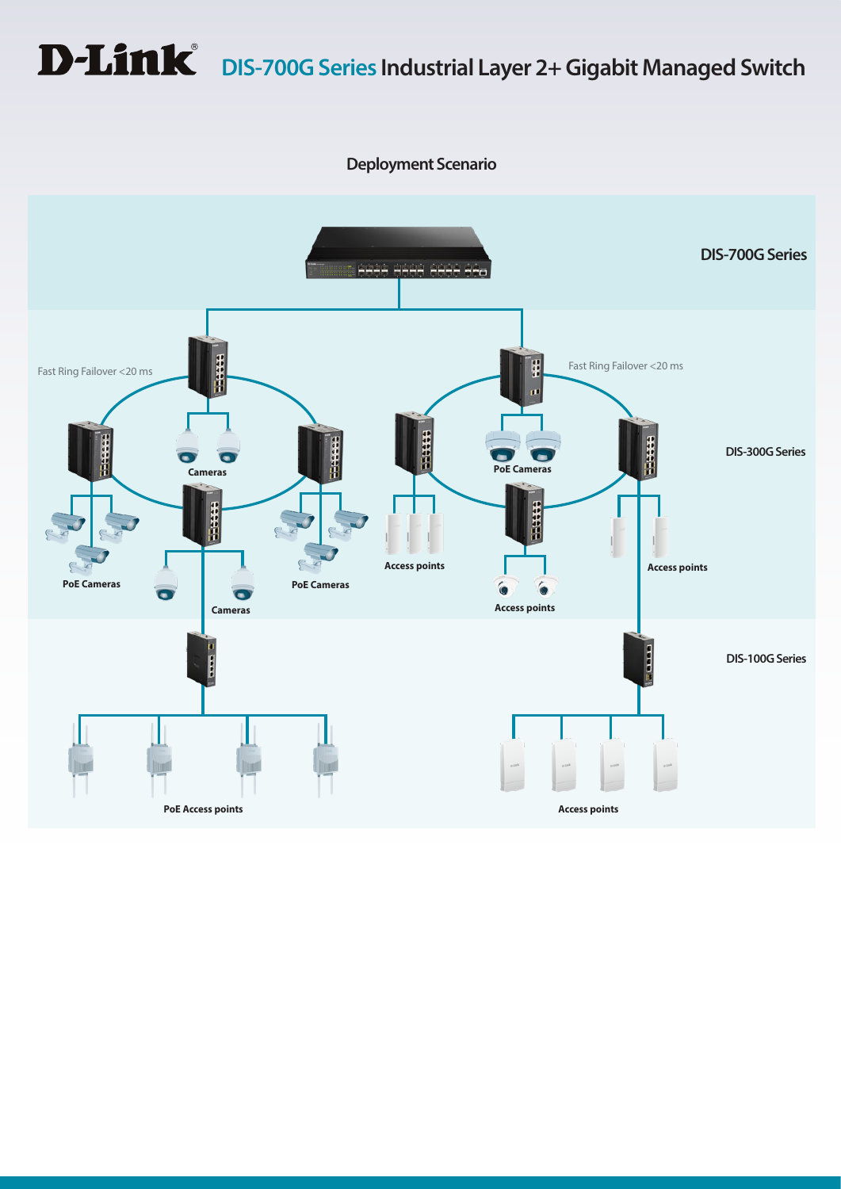# D-Link DIS-700G Series Industrial Layer 2+ Gigabit Managed Switch

## Deployment Scenario

DIS-700G Series

Fast Ring Failover <20 ms

Fast Ring Failover <20 ms

DIS-300G Series

Cameras

PoE Cameras

PoE Cameras

PoE Cameras

Access points

Access points

Cameras

Access points

DIS-100G Series

PoE Access points

Access points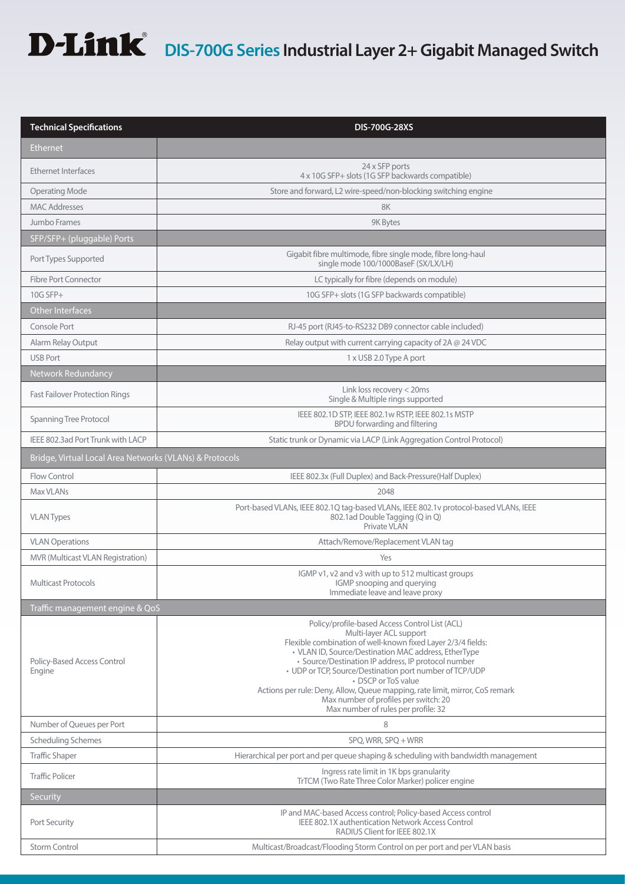# D-Link DIS-700G Series Industrial Layer 2+ Gigabit Managed Switch

| Technical Specifications | DIS-700G-28XS |
|---|---|
| **Ethernet** | |
| Ethernet Interfaces | 24 x SFP ports<br>4 x 10G SFP+ slots (1G SFP backwards compatible) |
| Operating Mode | Store and forward, L2 wire-speed/non-blocking switching engine |
| MAC Addresses | 8K |
| Jumbo Frames | 9K Bytes |
| **SFP/SFP+ (pluggable) Ports** | |
| Port Types Supported | Gigabit fibre multimode, fibre single mode, fibre long-haul single mode 100/1000BaseF (SX/LX/LH) |
| Fibre Port Connector | LC typically for fibre (depends on module) |
| 10G SFP+ | 10G SFP+ slots (1G SFP backwards compatible) |
| **Other Interfaces** | |
| Console Port | RJ-45 port (RJ45-to-RS232 DB9 connector cable included) |
| Alarm Relay Output | Relay output with current carrying capacity of 2A @ 24 VDC |
| USB Port | 1 x USB 2.0 Type A port |
| **Network Redundancy** | |
| Fast Failover Protection Rings | Link loss recovery < 20ms<br>Single & Multiple rings supported |
| Spanning Tree Protocol | IEEE 802.1D STP, IEEE 802.1w RSTP, IEEE 802.1s MSTP<br>BPDU forwarding and filtering |
| IEEE 802.3ad Port Trunk with LACP | Static trunk or Dynamic via LACP (Link Aggregation Control Protocol) |
| **Bridge, Virtual Local Area Networks (VLANs) & Protocols** | |
| Flow Control | IEEE 802.3x (Full Duplex) and Back-Pressure(Half Duplex) |
| Max VLANs | 2048 |
| VLAN Types | Port-based VLANs, IEEE 802.1Q tag-based VLANs, IEEE 802.1v protocol-based VLANs, IEEE 802.1ad Double Tagging (Q in Q)<br>Private VLAN |
| VLAN Operations | Attach/Remove/Replacement VLAN tag |
| MVR (Multicast VLAN Registration) | Yes |
| Multicast Protocols | IGMP v1, v2 and v3 with up to 512 multicast groups<br>IGMP snooping and querying<br>Immediate leave and leave proxy |
| **Traffic management engine & QoS** | |
| Policy-Based Access Control Engine | Policy/profile-based Access Control List (ACL)<br>Multi-layer ACL support<br>Flexible combination of well-known fixed Layer 2/3/4 fields:<br>• VLAN ID, Source/Destination MAC address, EtherType<br>• Source/Destination IP address, IP protocol number<br>• UDP or TCP, Source/Destination port number of TCP/UDP<br>• DSCP or ToS value<br>Actions per rule: Deny, Allow, Queue mapping, rate limit, mirror, CoS remark<br>Max number of profiles per switch: 20<br>Max number of rules per profile: 32 |
| Number of Queues per Port | 8 |
| Scheduling Schemes | SPQ, WRR, SPQ + WRR |
| Traffic Shaper | Hierarchical per port and per queue shaping & scheduling with bandwidth management |
| Traffic Policer | Ingress rate limit in 1K bps granularity<br>TrTCM (Two Rate Three Color Marker) policer engine |
| **Security** | |
| Port Security | IP and MAC-based Access control; Policy-based Access control<br>IEEE 802.1X authentication Network Access Control<br>RADIUS Client for IEEE 802.1X |
| Storm Control | Multicast/Broadcast/Flooding Storm Control on per port and per VLAN basis |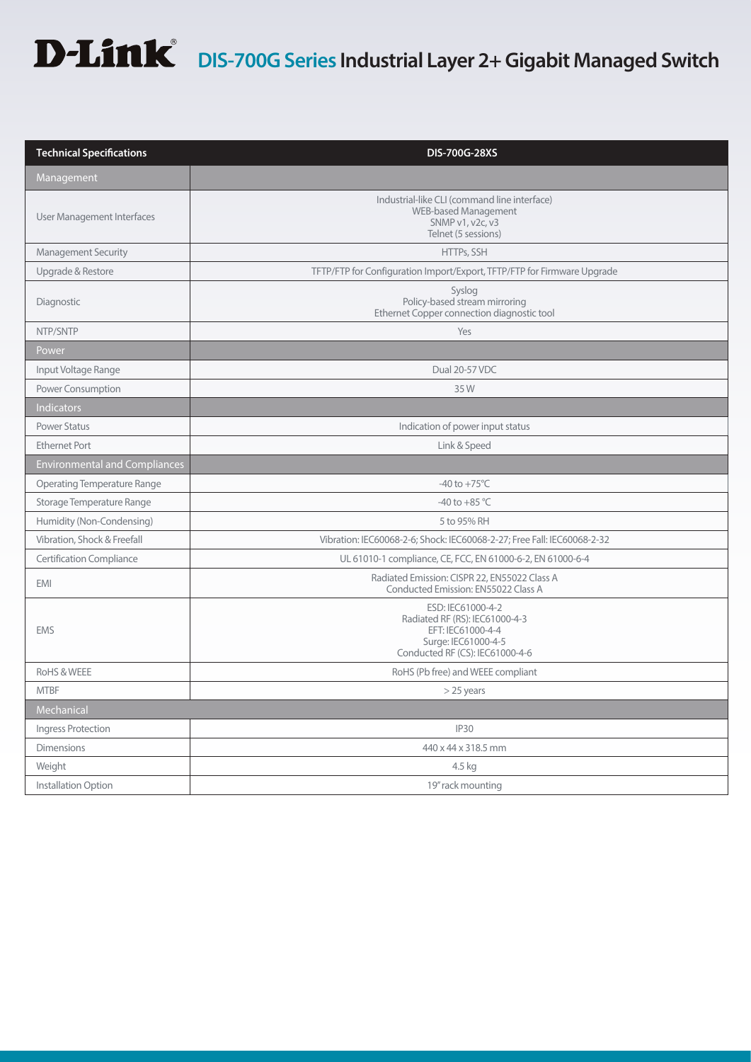# D-Link DIS-700G Series Industrial Layer 2+ Gigabit Managed Switch

| Technical Specifications | DIS-700G-28XS |
|---|---|
| **Management** | |
| User Management Interfaces | Industrial-like CLI (command line interface)<br>WEB-based Management<br>SNMP v1, v2c, v3<br>Telnet (5 sessions) |
| Management Security | HTTPs, SSH |
| Upgrade & Restore | TFTP/FTP for Configuration Import/Export, TFTP/FTP for Firmware Upgrade |
| Diagnostic | Syslog<br>Policy-based stream mirroring<br>Ethernet Copper connection diagnostic tool |
| NTP/SNTP | Yes |
| **Power** | |
| Input Voltage Range | Dual 20-57 VDC |
| Power Consumption | 35 W |
| **Indicators** | |
| Power Status | Indication of power input status |
| Ethernet Port | Link & Speed |
| **Environmental and Compliances** | |
| Operating Temperature Range | -40 to +75°C |
| Storage Temperature Range | -40 to +85 °C |
| Humidity (Non-Condensing) | 5 to 95% RH |
| Vibration, Shock & Freefall | Vibration: IEC60068-2-6; Shock: IEC60068-2-27; Free Fall: IEC60068-2-32 |
| Certification Compliance | UL 61010-1 compliance, CE, FCC, EN 61000-6-2, EN 61000-6-4 |
| EMI | Radiated Emission: CISPR 22, EN55022 Class A<br>Conducted Emission: EN55022 Class A |
| EMS | ESD: IEC61000-4-2<br>Radiated RF (RS): IEC61000-4-3<br>EFT: IEC61000-4-4<br>Surge: IEC61000-4-5<br>Conducted RF (CS): IEC61000-4-6 |
| RoHS & WEEE | RoHS (Pb free) and WEEE compliant |
| MTBF | > 25 years |
| **Mechanical** | |
| Ingress Protection | IP30 |
| Dimensions | 440 x 44 x 318.5 mm |
| Weight | 4.5 kg |
| Installation Option | 19" rack mounting |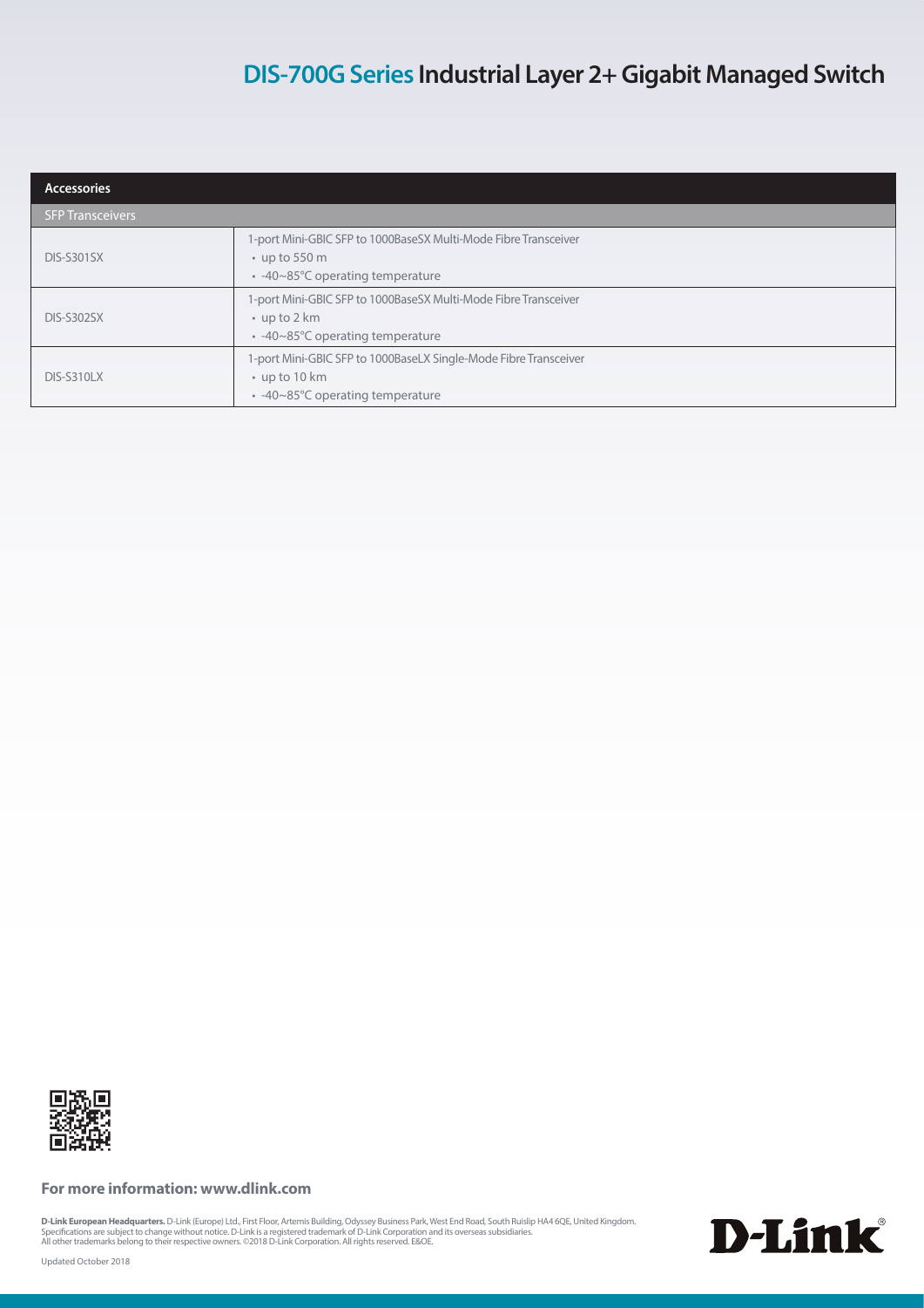# DIS-700G Series Industrial Layer 2+ Gigabit Managed Switch

| Accessories | |
|---|---|
| **SFP Transceivers** | |
| DIS-S301SX | 1-port Mini-GBIC SFP to 1000BaseSX Multi-Mode Fibre Transceiver<br>• up to 550 m<br>• -40~85°C operating temperature |
| DIS-S302SX | 1-port Mini-GBIC SFP to 1000BaseSX Multi-Mode Fibre Transceiver<br>• up to 2 km<br>• -40~85°C operating temperature |
| DIS-S310LX | 1-port Mini-GBIC SFP to 1000BaseLX Single-Mode Fibre Transceiver<br>• up to 10 km<br>• -40~85°C operating temperature |

**For more information: www.dlink.com**

**D-Link European Headquarters.** D-Link (Europe) Ltd., First Floor, Artemis Building, Odyssey Business Park, West End Road, South Ruislip HA4 6QE, United Kingdom. Specifications are subject to change without notice. D-Link is a registered trademark of D-Link Corporation and its overseas subsidiaries. All other trademarks belong to their respective owners. ©2018 D-Link Corporation. All rights reserved. E&OE.

Updated October 2018